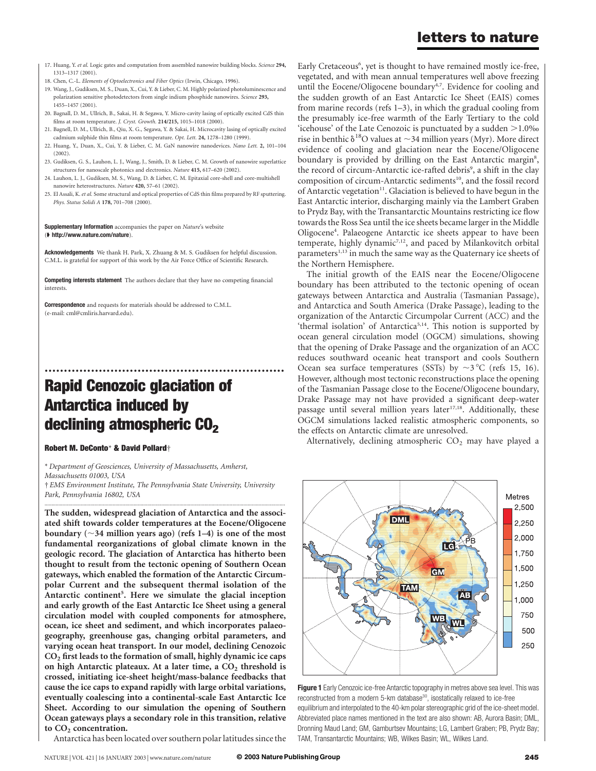17. Huang, Y. *et al.* Logic gates and computation from assembled nanowire building blocks. *Science* **294,** 1313–1317 (2001).
18. Chen, C.-L. *Elements of Optoelectronics and Fiber Optics* (Irwin, Chicago, 1996).
19. Wang, J., Gudiksen, M. S., Duan, X., Cui, Y. & Lieber, C. M. Highly polarized photoluminescence and polarization sensitive photodetectors from single indium phosphide nanowires. *Science* **293,** 1455–1457 (2001).
20. Bagnall, D. M., Ullrich, B., Sakai, H. & Segawa, Y. Micro-cavity lasing of optically excited CdS thin films at room temperature. *J. Cryst. Growth.* **214/215,** 1015–1018 (2000).
21. Bagnell, D. M., Ullrich, B., Qiu, X. G., Segawa, Y. & Sakai, H. Microcavity lasing of optically excited cadmium sulphide thin films at room temperature. *Opt. Lett.* **24,** 1278–1280 (1999).
22. Huang, Y., Duan, X., Cui, Y. & Lieber, C. M. GaN nanowire nanodevices. *Nano Lett.* **2,** 101–104 (2002).
23. Gudiksen, G. S., Lauhon, L. J., Wang, J., Smith, D. & Lieber, C. M. Growth of nanowire superlattice structures for nanoscale photonics and electronics. *Nature* **415,** 617–620 (2002).
24. Lauhon, L. J., Gudiksen, M. S., Wang, D. & Lieber, C. M. Epitaxial core-shell and core-multishell nanowire heterostructures. *Nature* **420,** 57–61 (2002).
25. El Assali, K. *et al.* Some structural and optical properties of CdS thin films prepared by RF sputtering. *Phys. Status Solidi A* **178,** 701–708 (2000).

**Supplementary Information** accompanies the paper on *Nature*'s website (http://www.nature.com/nature).

**Acknowledgements** We thank H. Park, X. Zhuang & M. S. Gudiksen for helpful discussion. C.M.L. is grateful for support of this work by the Air Force Office of Scientific Research.

**Competing interests statement** The authors declare that they have no competing financial interests.

**Correspondence** and requests for materials should be addressed to C.M.L. (e-mail: cml@cmliris.harvard.edu).

# Rapid Cenozoic glaciation of Antarctica induced by declining atmospheric $CO_2$

**Robert M. DeConto*** **& David Pollard†**

\* *Department of Geosciences, University of Massachusetts, Amherst, Massachusetts 01003, USA*
† *EMS Environment Institute, The Pennsylvania State University, University Park, Pennsylvania 16802, USA*

**The sudden, widespread glaciation of Antarctica and the associated shift towards colder temperatures at the Eocene/Oligocene boundary (~34 million years ago) (refs 1–4) is one of the most fundamental reorganizations of global climate known in the geologic record. The glaciation of Antarctica has hitherto been thought to result from the tectonic opening of Southern Ocean gateways, which enabled the formation of the Antarctic Circumpolar Current and the subsequent thermal isolation of the Antarctic continent[5]. Here we simulate the glacial inception and early growth of the East Antarctic Ice Sheet using a general circulation model with coupled components for atmosphere, ocean, ice sheet and sediment, and which incorporates palaeogeography, greenhouse gas, changing orbital parameters, and varying ocean heat transport. In our model, declining Cenozoic $CO_2$ first leads to the formation of small, highly dynamic ice caps on high Antarctic plateaux. At a later time, a $CO_2$ threshold is crossed, initiating ice-sheet height/mass-balance feedbacks that cause the ice caps to expand rapidly with large orbital variations, eventually coalescing into a continental-scale East Antarctic Ice Sheet. According to our simulation the opening of Southern Ocean gateways plays a secondary role in this transition, relative to $CO_2$ concentration.**

Antarctica has been located over southern polar latitudes since the Early Cretaceous[6], yet is thought to have remained mostly ice-free, vegetated, and with mean annual temperatures well above freezing until the Eocene/Oligocene boundary[4,7]. Evidence for cooling and the sudden growth of an East Antarctic Ice Sheet (EAIS) comes from marine records (refs 1–3), in which the gradual cooling from the presumably ice-free warmth of the Early Tertiary to the cold 'icehouse' of the Late Cenozoic is punctuated by a sudden >1.0‰ rise in benthic $\delta^{18}O$ values at ~34 million years (Myr). More direct evidence of cooling and glaciation near the Eocene/Oligocene boundary is provided by drilling on the East Antarctic margin[8], the record of circum-Antarctic ice-rafted debris[9], a shift in the clay composition of circum-Antarctic sediments[10], and the fossil record of Antarctic vegetation[11]. Glaciation is believed to have begun in the East Antarctic interior, discharging mainly via the Lambert Graben to Prydz Bay, with the Transantarctic Mountains restricting ice flow towards the Ross Sea until the ice sheets became larger in the Middle Oligocene[4]. Palaeogene Antarctic ice sheets appear to have been temperate, highly dynamic[7,12], and paced by Milankovitch orbital parameters[1,13] in much the same way as the Quaternary ice sheets of the Northern Hemisphere.

The initial growth of the EAIS near the Eocene/Oligocene boundary has been attributed to the tectonic opening of ocean gateways between Antarctica and Australia (Tasmanian Passage), and Antarctica and South America (Drake Passage), leading to the organization of the Antarctic Circumpolar Current (ACC) and the 'thermal isolation' of Antarctica[5,14]. This notion is supported by ocean general circulation model (OGCM) simulations, showing that the opening of Drake Passage and the organization of an ACC reduces southward oceanic heat transport and cools Southern Ocean sea surface temperatures (SSTs) by ~3 °C (refs 15, 16). However, although most tectonic reconstructions place the opening of the Tasmanian Passage close to the Eocene/Oligocene boundary, Drake Passage may not have provided a significant deep-water passage until several million years later[17,18]. Additionally, these OGCM simulations lacked realistic atmospheric components, so the effects on Antarctic climate are unresolved.

Alternatively, declining atmospheric $CO_2$ may have played a

**Figure 1** Early Cenozoic ice-free Antarctic topography in metres above sea level. This was reconstructed from a modern 5-km database[30], isostatically relaxed to ice-free equilibrium and interpolated to the 40-km polar stereographic grid of the ice-sheet model. Abbreviated place names mentioned in the text are also shown: AB, Aurora Basin; DML, Dronning Maud Land; GM, Gamburtsev Mountains; LG, Lambert Graben; PB, Prydz Bay; TAM, Transantarctic Mountains; WB, Wilkes Basin; WL, Wilkes Land.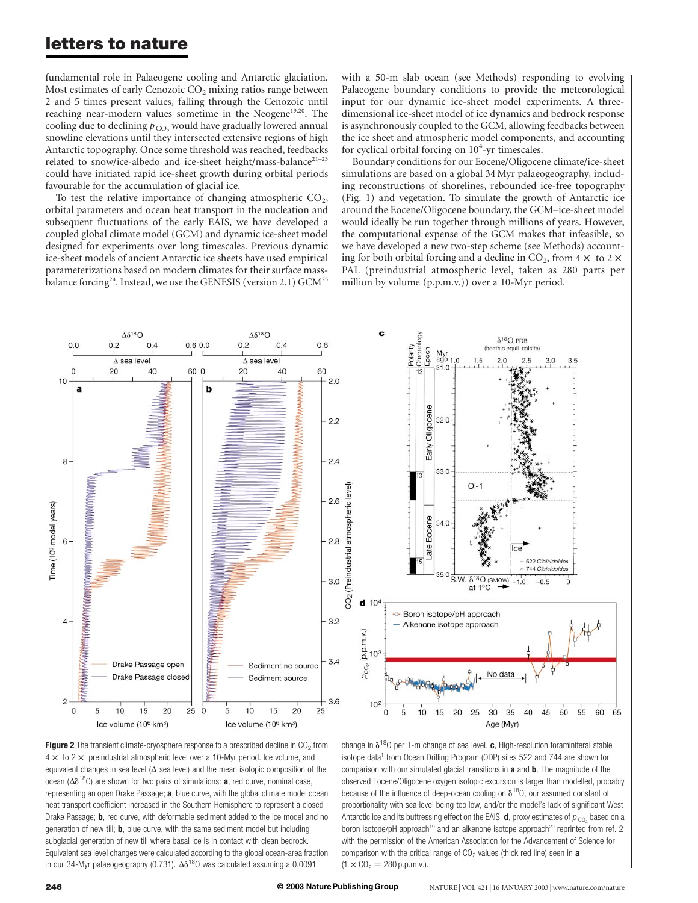fundamental role in Palaeogene cooling and Antarctic glaciation. Most estimates of early Cenozoic $CO_2$ mixing ratios range between 2 and 5 times present values, falling through the Cenozoic until reaching near-modern values sometime in the Neogene[19,20]. The cooling due to declining $p_{CO_2}$ would have gradually lowered annual snowline elevations until they intersected extensive regions of high Antarctic topography. Once some threshold was reached, feedbacks related to snow/ice-albedo and ice-sheet height/mass-balance[21–23] could have initiated rapid ice-sheet growth during orbital periods favourable for the accumulation of glacial ice.

To test the relative importance of changing atmospheric $CO_2$, orbital parameters and ocean heat transport in the nucleation and subsequent fluctuations of the early EAIS, we have developed a coupled global climate model (GCM) and dynamic ice-sheet model designed for experiments over long timescales. Previous dynamic ice-sheet models of ancient Antarctic ice sheets have used empirical parameterizations based on modern climates for their surface mass-balance forcing[24]. Instead, we use the GENESIS (version 2.1) GCM[25] with a 50-m slab ocean (see Methods) responding to evolving Palaeogene boundary conditions to provide the meteorological input for our dynamic ice-sheet model experiments. A three-dimensional ice-sheet model of ice dynamics and bedrock response is asynchronously coupled to the GCM, allowing feedbacks between the ice sheet and atmospheric model components, and accounting for cyclical orbital forcing on $10^4$-yr timescales.

Boundary conditions for our Eocene/Oligocene climate/ice-sheet simulations are based on a global 34 Myr palaeogeography, including reconstructions of shorelines, rebounded ice-free topography (Fig. 1) and vegetation. To simulate the growth of Antarctic ice around the Eocene/Oligocene boundary, the GCM–ice-sheet model would ideally be run together through millions of years. However, the computational expense of the GCM makes that infeasible, so we have developed a new two-step scheme (see Methods) accounting for both orbital forcing and a decline in $CO_2$, from $4\times$ to $2\times$ PAL (preindustrial atmospheric level, taken as 280 parts per million by volume (p.p.m.v.)) over a 10-Myr period.

**Figure 2** The transient climate-cryosphere response to a prescribed decline in $CO_2$ from $4\times$ to $2\times$ preindustrial atmospheric level over a 10-Myr period. Ice volume, and equivalent changes in sea level (Δ sea level) and the mean isotopic composition of the ocean ($\Delta\delta^{18}O$) are shown for two pairs of simulations: **a**, red curve, nominal case, representing an open Drake Passage; **a**, blue curve, with the global climate model ocean heat transport coefficient increased in the Southern Hemisphere to represent a closed Drake Passage; **b**, red curve, with deformable sediment added to the ice model and no generation of new till; **b**, blue curve, with the same sediment model but including subglacial generation of new till where basal ice is in contact with clean bedrock. Equivalent sea level changes were calculated according to the global ocean-area fraction in our 34-Myr palaeogeography (0.731). $\Delta\delta^{18}O$ was calculated assuming a 0.0091 change in $\delta^{18}O$ per 1-m change of sea level. **c**, High-resolution foraminiferal stable isotope data[1] from Ocean Drilling Program (ODP) sites 522 and 744 are shown for comparison with our simulated glacial transitions in **a** and **b**. The magnitude of the observed Eocene/Oligocene oxygen isotopic excursion is larger than modelled, probably because of the influence of deep-ocean cooling on $\delta^{18}O$, our assumed constant of proportionality with sea level being too low, and/or the model's lack of significant West Antarctic ice and its buttressing effect on the EAIS. **d**, proxy estimates of $p_{CO_2}$ based on a boron isotope/pH approach[19] and an alkenone isotope approach[20] reprinted from ref. 2 with the permission of the American Association for the Advancement of Science for comparison with the critical range of $CO_2$ values (thick red line) seen in **a** ($1\times CO_2 = 280$ p.p.m.v.).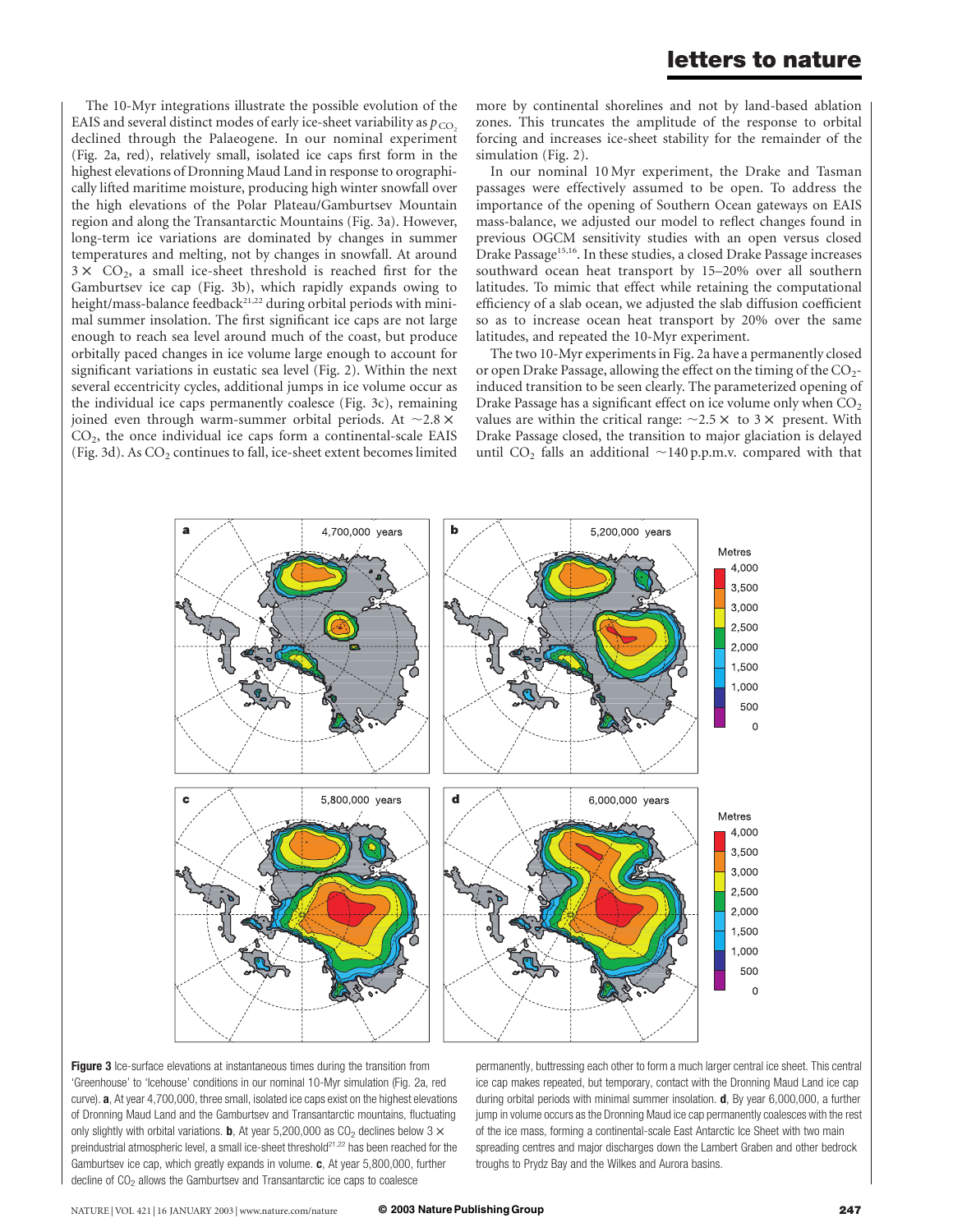The 10-Myr integrations illustrate the possible evolution of the EAIS and several distinct modes of early ice-sheet variability as $p_{CO_2}$ declined through the Palaeogene. In our nominal experiment (Fig. 2a, red), relatively small, isolated ice caps first form in the highest elevations of Dronning Maud Land in response to orographically lifted maritime moisture, producing high winter snowfall over the high elevations of the Polar Plateau/Gamburtsev Mountain region and along the Transantarctic Mountains (Fig. 3a). However, long-term ice variations are dominated by changes in summer temperatures and melting, not by changes in snowfall. At around $3\times$ $CO_2$, a small ice-sheet threshold is reached first for the Gamburtsev ice cap (Fig. 3b), which rapidly expands owing to height/mass-balance feedback[21,22] during orbital periods with minimal summer insolation. The first significant ice caps are not large enough to reach sea level around much of the coast, but produce orbitally paced changes in ice volume large enough to account for significant variations in eustatic sea level (Fig. 2). Within the next several eccentricity cycles, additional jumps in ice volume occur as the individual ice caps permanently coalesce (Fig. 3c), remaining joined even through warm-summer orbital periods. At $\sim 2.8\times$ $CO_2$, the once individual ice caps form a continental-scale EAIS (Fig. 3d). As $CO_2$ continues to fall, ice-sheet extent becomes limited more by continental shorelines and not by land-based ablation zones. This truncates the amplitude of the response to orbital forcing and increases ice-sheet stability for the remainder of the simulation (Fig. 2).

In our nominal 10 Myr experiment, the Drake and Tasman passages were effectively assumed to be open. To address the importance of the opening of Southern Ocean gateways on EAIS mass-balance, we adjusted our model to reflect changes found in previous OGCM sensitivity studies with an open versus closed Drake Passage[15,16]. In these studies, a closed Drake Passage increases southward ocean heat transport by 15–20% over all southern latitudes. To mimic that effect while retaining the computational efficiency of a slab ocean, we adjusted the slab diffusion coefficient so as to increase ocean heat transport by 20% over the same latitudes, and repeated the 10-Myr experiment.

The two 10-Myr experiments in Fig. 2a have a permanently closed or open Drake Passage, allowing the effect on the timing of the $CO_2$-induced transition to be seen clearly. The parameterized opening of Drake Passage has a significant effect on ice volume only when $CO_2$ values are within the critical range: $\sim 2.5\times$ to $3\times$ present. With Drake Passage closed, the transition to major glaciation is delayed until $CO_2$ falls an additional $\sim 140$ p.p.m.v. compared with that

**Figure 3** Ice-surface elevations at instantaneous times during the transition from 'Greenhouse' to 'Icehouse' conditions in our nominal 10-Myr simulation (Fig. 2a, red curve). **a**, At year 4,700,000, three small, isolated ice caps exist on the highest elevations of Dronning Maud Land and the Gamburtsev and Transantarctic mountains, fluctuating only slightly with orbital variations. **b**, At year 5,200,000 as $CO_2$ declines below $3\times$ preindustrial atmospheric level, a small ice-sheet threshold[21,22] has been reached for the Gamburtsev ice cap, which greatly expands in volume. **c**, At year 5,800,000, further decline of $CO_2$ allows the Gamburtsev and Transantarctic ice caps to coalesce permanently, buttressing each other to form a much larger central ice sheet. This central ice cap makes repeated, but temporary, contact with the Dronning Maud Land ice cap during orbital periods with minimal summer insolation. **d**, By year 6,000,000, a further jump in volume occurs as the Dronning Maud ice cap permanently coalesces with the rest of the ice mass, forming a continental-scale East Antarctic Ice Sheet with two main spreading centres and major discharges down the Lambert Graben and other bedrock troughs to Prydz Bay and the Wilkes and Aurora basins.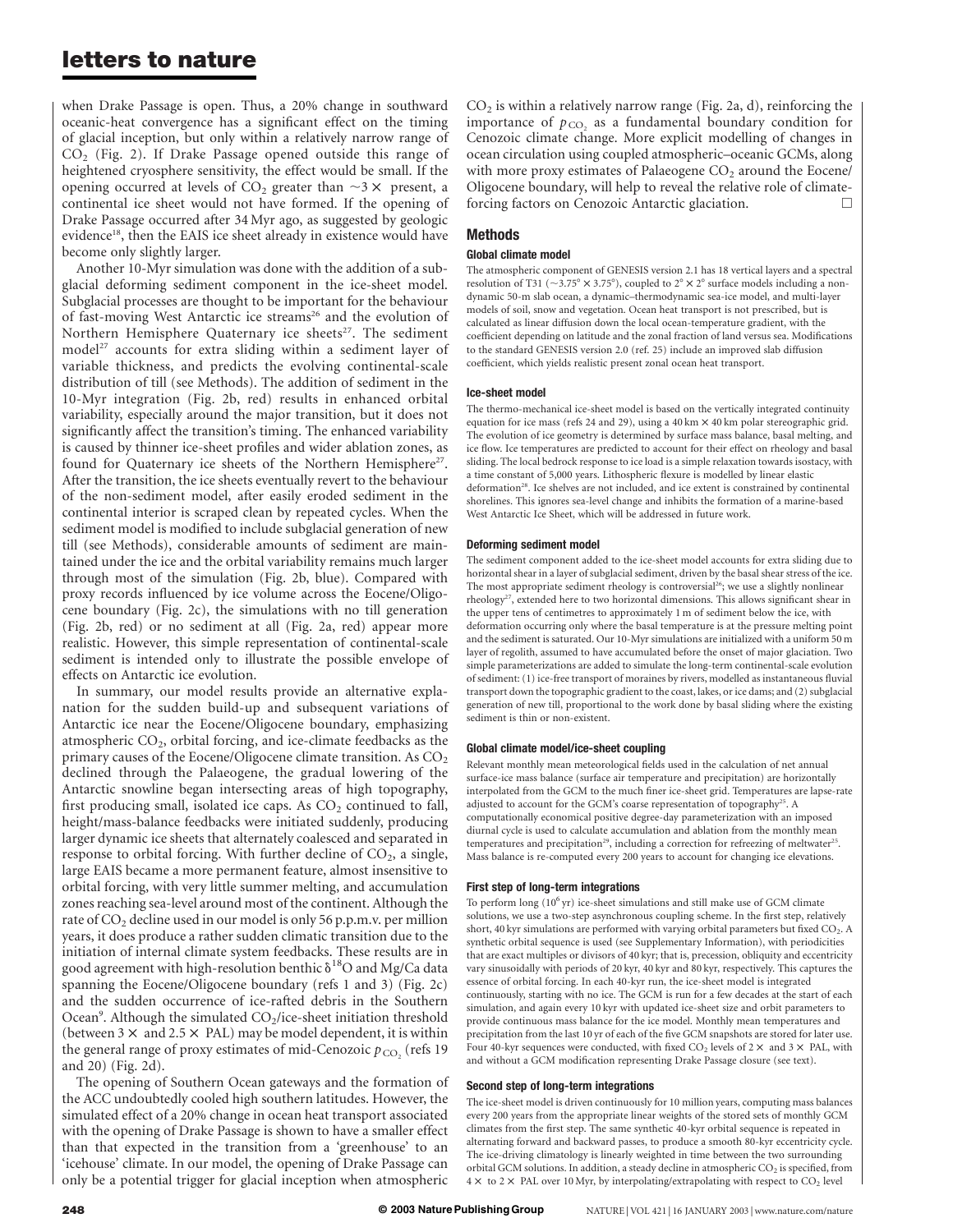when Drake Passage is open. Thus, a 20% change in southward oceanic-heat convergence has a significant effect on the timing of glacial inception, but only within a relatively narrow range of $CO_2$ (Fig. 2). If Drake Passage opened outside this range of heightened cryosphere sensitivity, the effect would be small. If the opening occurred at levels of $CO_2$ greater than ~3× present, a continental ice sheet would not have formed. If the opening of Drake Passage occurred after 34 Myr ago, as suggested by geologic evidence[18], then the EAIS ice sheet already in existence would have become only slightly larger.

Another 10-Myr simulation was done with the addition of a subglacial deforming sediment component in the ice-sheet model. Subglacial processes are thought to be important for the behaviour of fast-moving West Antarctic ice streams[26] and the evolution of Northern Hemisphere Quaternary ice sheets[27]. The sediment model[27] accounts for extra sliding within a sediment layer of variable thickness, and predicts the evolving continental-scale distribution of till (see Methods). The addition of sediment in the 10-Myr integration (Fig. 2b, red) results in enhanced orbital variability, especially around the major transition, but it does not significantly affect the transition's timing. The enhanced variability is caused by thinner ice-sheet profiles and wider ablation zones, as found for Quaternary ice sheets of the Northern Hemisphere[27]. After the transition, the ice sheets eventually revert to the behaviour of the non-sediment model, after easily eroded sediment in the continental interior is scraped clean by repeated cycles. When the sediment model is modified to include subglacial generation of new till (see Methods), considerable amounts of sediment are maintained under the ice and the orbital variability remains much larger through most of the simulation (Fig. 2b, blue). Compared with proxy records influenced by ice volume across the Eocene/Oligocene boundary (Fig. 2c), the simulations with no till generation (Fig. 2b, red) or no sediment at all (Fig. 2a, red) appear more realistic. However, this simple representation of continental-scale sediment is intended only to illustrate the possible envelope of effects on Antarctic ice evolution.

In summary, our model results provide an alternative explanation for the sudden build-up and subsequent variations of Antarctic ice near the Eocene/Oligocene boundary, emphasizing atmospheric $CO_2$, orbital forcing, and ice-climate feedbacks as the primary causes of the Eocene/Oligocene climate transition. As $CO_2$ declined through the Palaeogene, the gradual lowering of the Antarctic snowline began intersecting areas of high topography, first producing small, isolated ice caps. As $CO_2$ continued to fall, height/mass-balance feedbacks were initiated suddenly, producing larger dynamic ice sheets that alternately coalesced and separated in response to orbital forcing. With further decline of $CO_2$, a single, large EAIS became a more permanent feature, almost insensitive to orbital forcing, with very little summer melting, and accumulation zones reaching sea-level around most of the continent. Although the rate of $CO_2$ decline used in our model is only 56 p.p.m.v. per million years, it does produce a rather sudden climatic transition due to the initiation of internal climate system feedbacks. These results are in good agreement with high-resolution benthic $\delta^{18}O$ and Mg/Ca data spanning the Eocene/Oligocene boundary (refs 1 and 3) (Fig. 2c) and the sudden occurrence of ice-rafted debris in the Southern Ocean[9]. Although the simulated $CO_2$/ice-sheet initiation threshold (between 3× and 2.5× PAL) may be model dependent, it is within the general range of proxy estimates of mid-Cenozoic $p_{CO_2}$ (refs 19 and 20) (Fig. 2d).

The opening of Southern Ocean gateways and the formation of the ACC undoubtedly cooled high southern latitudes. However, the simulated effect of a 20% change in ocean heat transport associated with the opening of Drake Passage is shown to have a smaller effect than that expected in the transition from a 'greenhouse' to an 'icehouse' climate. In our model, the opening of Drake Passage can only be a potential trigger for glacial inception when atmospheric $CO_2$ is within a relatively narrow range (Fig. 2a, d), reinforcing the importance of $p_{CO_2}$ as a fundamental boundary condition for Cenozoic climate change. More explicit modelling of changes in ocean circulation using coupled atmospheric–oceanic GCMs, along with more proxy estimates of Palaeogene $CO_2$ around the Eocene/Oligocene boundary, will help to reveal the relative role of climate-forcing factors on Cenozoic Antarctic glaciation. □

## Methods

### Global climate model

The atmospheric component of GENESIS version 2.1 has 18 vertical layers and a spectral resolution of T31 (~3.75° × 3.75°), coupled to 2° × 2° surface models including a non-dynamic 50-m slab ocean, a dynamic–thermodynamic sea-ice model, and multi-layer models of soil, snow and vegetation. Ocean heat transport is not prescribed, but is calculated as linear diffusion down the local ocean-temperature gradient, with the coefficient depending on latitude and the zonal fraction of land versus sea. Modifications to the standard GENESIS version 2.0 (ref. 25) include an improved slab diffusion coefficient, which yields realistic present zonal ocean heat transport.

### Ice-sheet model

The thermo-mechanical ice-sheet model is based on the vertically integrated continuity equation for ice mass (refs 24 and 29), using a 40 km × 40 km polar stereographic grid. The evolution of ice geometry is determined by surface mass balance, basal melting, and ice flow. Ice temperatures are predicted to account for their effect on rheology and basal sliding. The local bedrock response to ice load is a simple relaxation towards isostacy, with a time constant of 5,000 years. Lithospheric flexure is modelled by linear elastic deformation[28]. Ice shelves are not included, and ice extent is constrained by continental shorelines. This ignores sea-level change and inhibits the formation of a marine-based West Antarctic Ice Sheet, which will be addressed in future work.

### Deforming sediment model

The sediment component added to the ice-sheet model accounts for extra sliding due to horizontal shear in a layer of subglacial sediment, driven by the basal shear stress of the ice. The most appropriate sediment rheology is controversial[26]; we use a slightly nonlinear rheology[27], extended here to two horizontal dimensions. This allows significant shear in the upper tens of centimetres to approximately 1 m of sediment below the ice, with deformation occurring only where the basal temperature is at the pressure melting point and the sediment is saturated. Our 10-Myr simulations are initialized with a uniform 50 m layer of regolith, assumed to have accumulated before the onset of major glaciation. Two simple parameterizations are added to simulate the long-term continental-scale evolution of sediment: (1) ice-free transport of moraines by rivers, modelled as instantaneous fluvial transport down the topographic gradient to the coast, lakes, or ice dams; and (2) subglacial generation of new till, proportional to the work done by basal sliding where the existing sediment is thin or non-existent.

### Global climate model/ice-sheet coupling

Relevant monthly mean meteorological fields used in the calculation of net annual surface-ice mass balance (surface air temperature and precipitation) are horizontally interpolated from the GCM to the much finer ice-sheet grid. Temperatures are lapse-rate adjusted to account for the GCM's coarse representation of topography[25]. A computationally economical positive degree-day parameterization with an imposed diurnal cycle is used to calculate accumulation and ablation from the monthly mean temperatures and precipitation[29], including a correction for refreezing of meltwater[25]. Mass balance is re-computed every 200 years to account for changing ice elevations.

### First step of long-term integrations

To perform long ($10^6$ yr) ice-sheet simulations and still make use of GCM climate solutions, we use a two-step asynchronous coupling scheme. In the first step, relatively short, 40 kyr simulations are performed with varying orbital parameters but fixed $CO_2$. A synthetic orbital sequence is used (see Supplementary Information), with periodicities that are exact multiples or divisors of 40 kyr; that is, precession, obliquity and eccentricity vary sinusoidally with periods of 20 kyr, 40 kyr and 80 kyr, respectively. This captures the essence of orbital forcing. In each 40-kyr run, the ice-sheet model is integrated continuously, starting with no ice. The GCM is run for a few decades at the start of each simulation, and again every 10 kyr with updated ice-sheet size and orbit parameters to provide continuous mass balance for the ice model. Monthly mean temperatures and precipitation from the last 10 yr of each of the five GCM snapshots are stored for later use. Four 40-kyr sequences were conducted, with fixed $CO_2$ levels of 2× and 3× PAL, with and without a GCM modification representing Drake Passage closure (see text).

### Second step of long-term integrations

The ice-sheet model is driven continuously for 10 million years, computing mass balances every 200 years from the appropriate linear weights of the stored sets of monthly GCM climates from the first step. The same synthetic 40-kyr orbital sequence is repeated in alternating forward and backward passes, to produce a smooth 80-kyr eccentricity cycle. The ice-driving climatology is linearly weighted in time between the two surrounding orbital GCM solutions. In addition, a steady decline in atmospheric $CO_2$ is specified, from 4× to 2× PAL over 10 Myr, by interpolating/extrapolating with respect to $CO_2$ level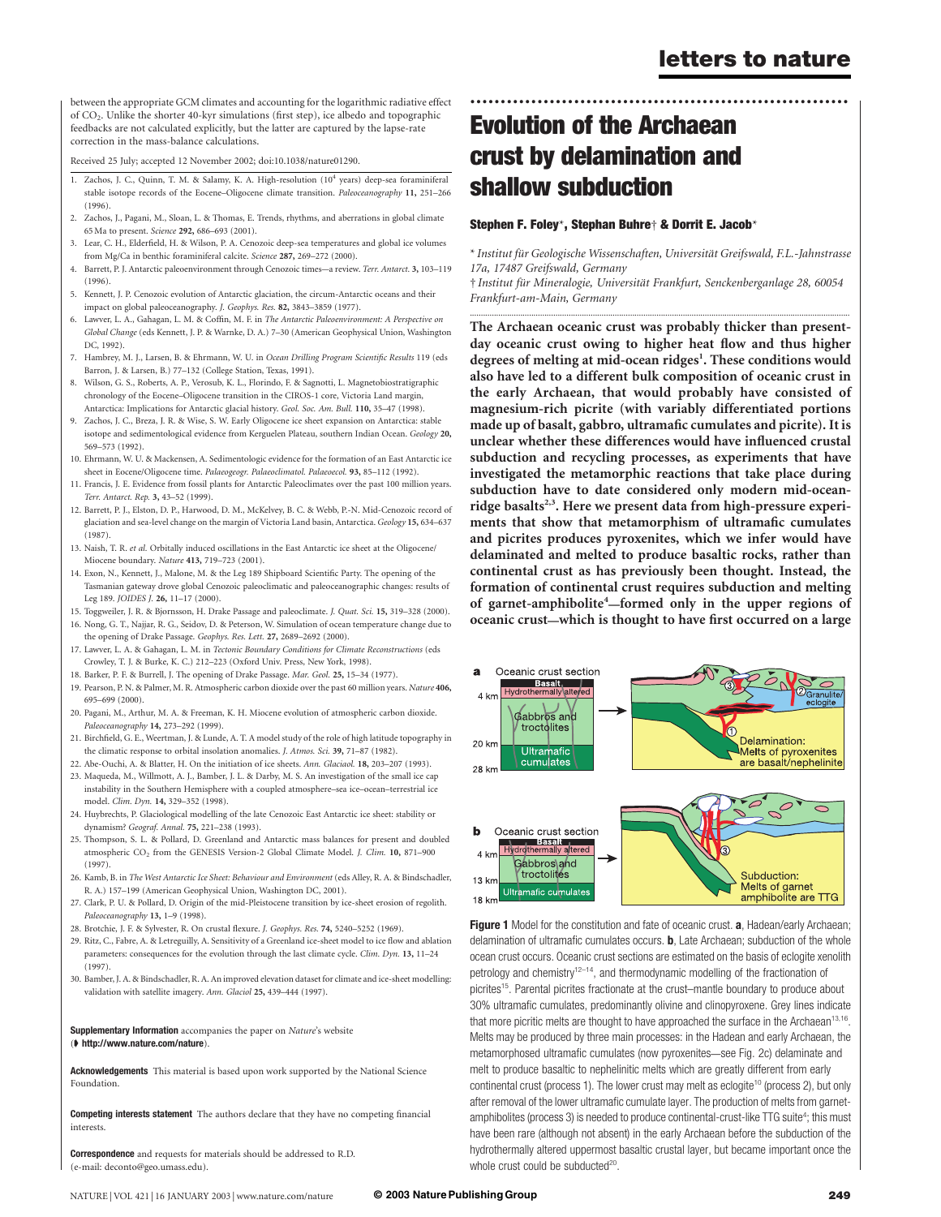between the appropriate GCM climates and accounting for the logarithmic radiative effect of $CO_2$. Unlike the shorter 40-kyr simulations (first step), ice albedo and topographic feedbacks are not calculated explicitly, but the latter are captured by the lapse-rate correction in the mass-balance calculations.

Received 25 July; accepted 12 November 2002; doi:10.1038/nature01290.

1. Zachos, J. C., Quinn, T. M. & Salamy, K. A. High-resolution ($10^4$ years) deep-sea foraminiferal stable isotope records of the Eocene–Oligocene climate transition. *Paleoceanography* **11,** 251–266 (1996).
2. Zachos, J., Pagani, M., Sloan, L. & Thomas, E. Trends, rhythms, and aberrations in global climate 65 Ma to present. *Science* **292,** 686–693 (2001).
3. Lear, C. H., Elderfield, H. & Wilson, P. A. Cenozoic deep-sea temperatures and global ice volumes from Mg/Ca in benthic foraminiferal calcite. *Science* **287,** 269–272 (2000).
4. Barrett, P. J. Antarctic paleoenvironment through Cenozoic times—a review. *Terr. Antarct.* **3,** 103–119 (1996).
5. Kennett, J. P. Cenozoic evolution of Antarctic glaciation, the circum-Antarctic oceans and their impact on global paleoceanography. *J. Geophys. Res.* **82,** 3843–3859 (1977).
6. Lawver, L. A., Gahagan, L. M. & Coffin, M. F. in *The Antarctic Paleoenvironment: A Perspective on Global Change* (eds Kennett, J. P. & Warnke, D. A.) 7–30 (American Geophysical Union, Washington DC, 1992).
7. Hambrey, M. J., Larsen, B. & Ehrmann, W. U. in *Ocean Drilling Program Scientific Results* 119 (eds Barron, J. & Larsen, B.) 77–132 (College Station, Texas, 1991).
8. Wilson, G. S., Roberts, A. P., Verosub, K. L., Florindo, F. & Sagnotti, L. Magnetobiostratigraphic chronology of the Eocene–Oligocene transition in the CIROS-1 core, Victoria Land margin, Antarctica: Implications for Antarctic glacial history. *Geol. Soc. Am. Bull.* **110,** 35–47 (1998).
9. Zachos, J. C., Breza, J. R. & Wise, S. W. Early Oligocene ice sheet expansion on Antarctica: stable isotope and sedimentological evidence from Kerguelen Plateau, southern Indian Ocean. *Geology* **20,** 569–573 (1992).
10. Ehrmann, W. U. & Mackensen, A. Sedimentologic evidence for the formation of an East Antarctic ice sheet in Eocene/Oligocene time. *Palaeogeogr. Palaeoclimatol. Palaeoecol.* **93,** 85–112 (1992).
11. Francis, J. E. Evidence from fossil plants for Antarctic Paleoclimates over the past 100 million years. *Terr. Antarct. Rep.* **3,** 43–52 (1999).
12. Barrett, P. J., Elston, D. P., Harwood, D. M., McKelvey, B. C. & Webb, P.-N. Mid-Cenozoic record of glaciation and sea-level change on the margin of Victoria Land basin, Antarctica. *Geology* **15,** 634–637 (1987).
13. Naish, T. R. *et al.* Orbitally induced oscillations in the East Antarctic ice sheet at the Oligocene/Miocene boundary. *Nature* **413,** 719–723 (2001).
14. Exon, N., Kennett, J., Malone, M. & the Leg 189 Shipboard Scientific Party. The opening of the Tasmanian gateway drove global Cenozoic paleoclimatic and paleoceanographic changes: results of Leg 189. *JOIDES J.* **26,** 11–17 (2000).
15. Toggweiler, J. R. & Bjornsson, H. Drake Passage and paleoclimate. *J. Quat. Sci.* **15,** 319–328 (2000).
16. Nong, G. T., Najjar, R. G., Seidov, D. & Peterson, W. Simulation of ocean temperature change due to the opening of Drake Passage. *Geophys. Res. Lett.* **27,** 2689–2692 (2000).
17. Lawver, L. A. & Gahagan, L. M. in *Tectonic Boundary Conditions for Climate Reconstructions* (eds Crowley, T. J. & Burke, K. C.) 212–223 (Oxford Univ. Press, New York, 1998).
18. Barker, P. F. & Burrell, J. The opening of Drake Passage. *Mar. Geol.* **25,** 15–34 (1977).
19. Pearson, P. N. & Palmer, M. R. Atmospheric carbon dioxide over the past 60 million years. *Nature* **406,** 695–699 (2000).
20. Pagani, M., Arthur, M. A. & Freeman, K. H. Miocene evolution of atmospheric carbon dioxide. *Paleoceanography* **14,** 273–292 (1999).
21. Birchfield, G. E., Weertman, J. & Lunde, A. T. A model study of the role of high latitude topography in the climatic response to orbital insolation anomalies. *J. Atmos. Sci.* **39,** 71–87 (1982).
22. Abe-Ouchi, A. & Blatter, H. On the initiation of ice sheets. *Ann. Glaciol.* **18,** 203–207 (1993).
23. Maqueda, M., Willmott, A. J., Bamber, J. L. & Darby, M. S. An investigation of the small ice cap instability in the Southern Hemisphere with a coupled atmosphere–sea ice–ocean–terrestrial ice model. *Clim. Dyn.* **14,** 329–352 (1998).
24. Huybrechts, P. Glaciological modelling of the late Cenozoic East Antarctic ice sheet: stability or dynamism? *Geograf. Annal.* **75,** 221–238 (1993).
25. Thompson, S. L. & Pollard, D. Greenland and Antarctic mass balances for present and doubled atmospheric $CO_2$ from the GENESIS Version-2 Global Climate Model. *J. Clim.* **10,** 871–900 (1997).
26. Kamb, B. in *The West Antarctic Ice Sheet: Behaviour and Environment* (eds Alley, R. A. & Bindschadler, R. A.) 157–199 (American Geophysical Union, Washington DC, 2001).
27. Clark, P. U. & Pollard, D. Origin of the mid-Pleistocene transition by ice-sheet erosion of regolith. *Paleoceanography* **13,** 1–9 (1998).
28. Brotchie, J. F. & Sylvester, R. On crustal flexure. *J. Geophys. Res.* **74,** 5240–5252 (1969).
29. Ritz, C., Fabre, A. & Letreguilly, A. Sensitivity of a Greenland ice-sheet model to ice flow and ablation parameters: consequences for the evolution through the last climate cycle. *Clim. Dyn.* **13,** 11–24 (1997).
30. Bamber, J. A. & Bindschadler, R. A. An improved elevation dataset for climate and ice-sheet modelling: validation with satellite imagery. *Ann. Glaciol* **25,** 439–444 (1997).

**Supplementary Information** accompanies the paper on *Nature*'s website (http://www.nature.com/nature).

**Acknowledgements** This material is based upon work supported by the National Science Foundation.

**Competing interests statement** The authors declare that they have no competing financial interests.

**Correspondence** and requests for materials should be addressed to R.D. (e-mail: deconto@geo.umass.edu).

# Evolution of the Archaean crust by delamination and shallow subduction

**Stephen F. Foley**\*, **Stephan Buhre**† **& Dorrit E. Jacob**\*

\* *Institut für Geologische Wissenschaften, Universität Greifswald, F.L.-Jahnstrasse 17a, 17487 Greifswald, Germany*

† *Institut für Mineralogie, Universität Frankfurt, Senckenberganlage 28, 60054 Frankfurt-am-Main, Germany*

**The Archaean oceanic crust was probably thicker than present-day oceanic crust owing to higher heat flow and thus higher degrees of melting at mid-ocean ridges[1]. These conditions would also have led to a different bulk composition of oceanic crust in the early Archaean, that would probably have consisted of magnesium-rich picrite (with variably differentiated portions made up of basalt, gabbro, ultramafic cumulates and picrite). It is unclear whether these differences would have influenced crustal subduction and recycling processes, as experiments that have investigated the metamorphic reactions that take place during subduction have to date considered only modern mid-ocean-ridge basalts[2,3]. Here we present data from high-pressure experiments that show that metamorphism of ultramafic cumulates and picrites produces pyroxenites, which we infer would have delaminated and melted to produce basaltic rocks, rather than continental crust as has previously been thought. Instead, the formation of continental crust requires subduction and melting of garnet-amphibolite[4]—formed only in the upper regions of oceanic crust—which is thought to have first occurred on a large**

a
Oceanic crust section
Basalt
Hydrothermally altered
Gabbros and troctolites
Ultramafic cumulates
4 km
20 km
28 km
③
②Granulite/eclogite
①
Delamination: Melts of pyroxenites are basalt/nephelinite

b
Oceanic crust section
Basalt
Hydrothermally altered
Gabbros and troctolites
Ultramafic cumulates
4 km
13 km
18 km
③
Subduction: Melts of garnet amphibolite are TTG

**Figure 1** Model for the constitution and fate of oceanic crust. **a**, Hadean/early Archaean; delamination of ultramafic cumulates occurs. **b**, Late Archaean; subduction of the whole ocean crust occurs. Oceanic crust sections are estimated on the basis of eclogite xenolith petrology and chemistry[12–14], and thermodynamic modelling of the fractionation of picrites[15]. Parental picrites fractionate at the crust–mantle boundary to produce about 30% ultramafic cumulates, predominantly olivine and clinopyroxene. Grey lines indicate that more picritic melts are thought to have approached the surface in the Archaean[13,16]. Melts may be produced by three main processes: in the Hadean and early Archaean, the metamorphosed ultramafic cumulates (now pyroxenites—see Fig. 2c) delaminate and melt to produce basaltic to nephelinitic melts which are greatly different from early continental crust (process 1). The lower crust may melt as eclogite[10] (process 2), but only after removal of the lower ultramafic cumulate layer. The production of melts from garnet-amphibolites (process 3) is needed to produce continental-crust-like TTG suite[4]; this must have been rare (although not absent) in the early Archaean before the subduction of the hydrothermally altered uppermost basaltic crustal layer, but became important once the whole crust could be subducted[20].